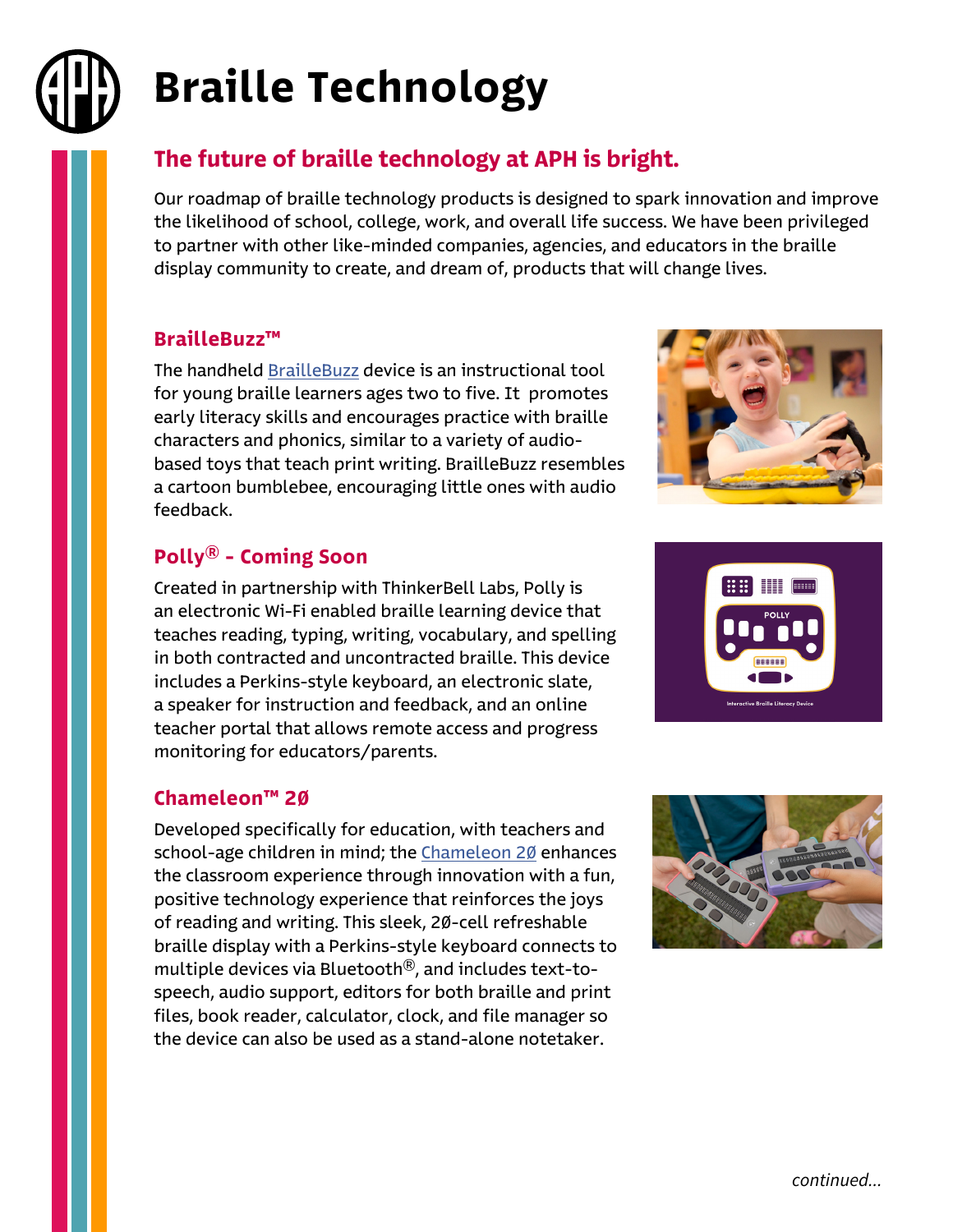# Braille Technology

## The future of braille technology at APH is bright.

Our roadmap of braille technology products is designed to spark innovation and improve the likelihood of school, college, work, and overall life success. We have been privileged to partner with other like-minded companies, agencies, and educators in the braille display community to create, and dream of, products that will change lives.

### BrailleBuzz™

The handheld BrailleBuzz device is an instructional tool for young braille learners ages two to five. It promotes early literacy skills and encourages practice with braille characters and phonics, similar to a variety of audio-based toys that teach print writing. BrailleBuzz resembles a cartoon bumblebee, encouraging little ones with audio feedback.

### Polly® - Coming Soon

Created in partnership with ThinkerBell Labs, Polly is an electronic Wi-Fi enabled braille learning device that teaches reading, typing, writing, vocabulary, and spelling in both contracted and uncontracted braille. This device includes a Perkins-style keyboard, an electronic slate, a speaker for instruction and feedback, and an online teacher portal that allows remote access and progress monitoring for educators/parents.

### Chameleon™ 20

Developed specifically for education, with teachers and school-age children in mind; the Chameleon 20 enhances the classroom experience through innovation with a fun, positive technology experience that reinforces the joys of reading and writing. This sleek, 20-cell refreshable braille display with a Perkins-style keyboard connects to multiple devices via Bluetooth®, and includes text-to-speech, audio support, editors for both braille and print files, book reader, calculator, clock, and file manager so the device can also be used as a stand-alone notetaker.

*continued...*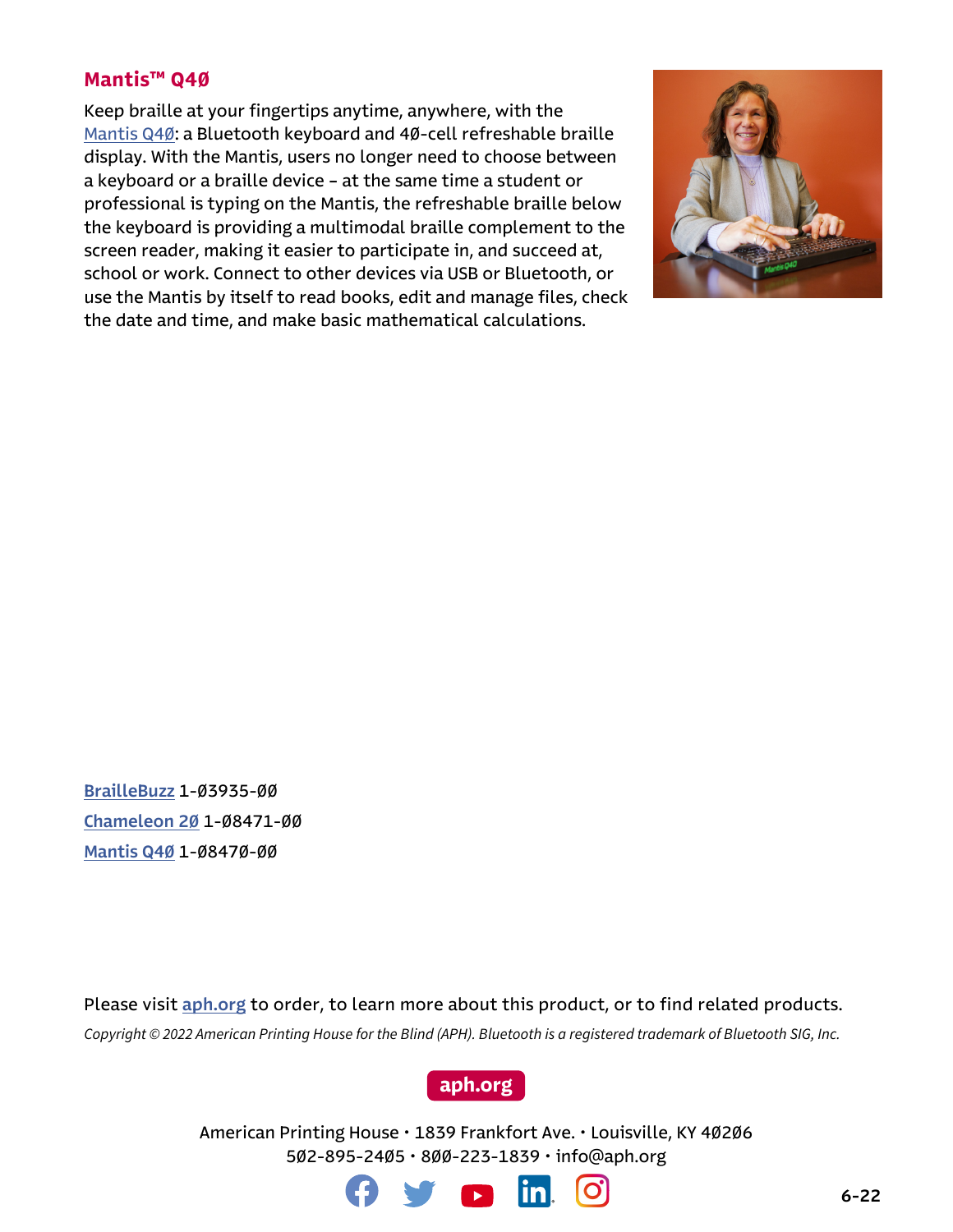## Mantis™ Q4Ø

Keep braille at your fingertips anytime, anywhere, with the Mantis Q4Ø: a Bluetooth keyboard and 4Ø-cell refreshable braille display. With the Mantis, users no longer need to choose between a keyboard or a braille device – at the same time a student or professional is typing on the Mantis, the refreshable braille below the keyboard is providing a multimodal braille complement to the screen reader, making it easier to participate in, and succeed at, school or work. Connect to other devices via USB or Bluetooth, or use the Mantis by itself to read books, edit and manage files, check the date and time, and make basic mathematical calculations.

**BrailleBuzz** 1-Ø3935-ØØ

**Chameleon 2Ø** 1-Ø8471-ØØ

**Mantis Q4Ø** 1-Ø847Ø-ØØ

Please visit **aph.org** to order, to learn more about this product, or to find related products.

*Copyright © 2022 American Printing House for the Blind (APH). Bluetooth is a registered trademark of Bluetooth SIG, Inc.*

**aph.org**

American Printing House • 1839 Frankfort Ave. • Louisville, KY 4Ø2Ø6
5Ø2-895-24Ø5 • 8ØØ-223-1839 • info@aph.org

6-22